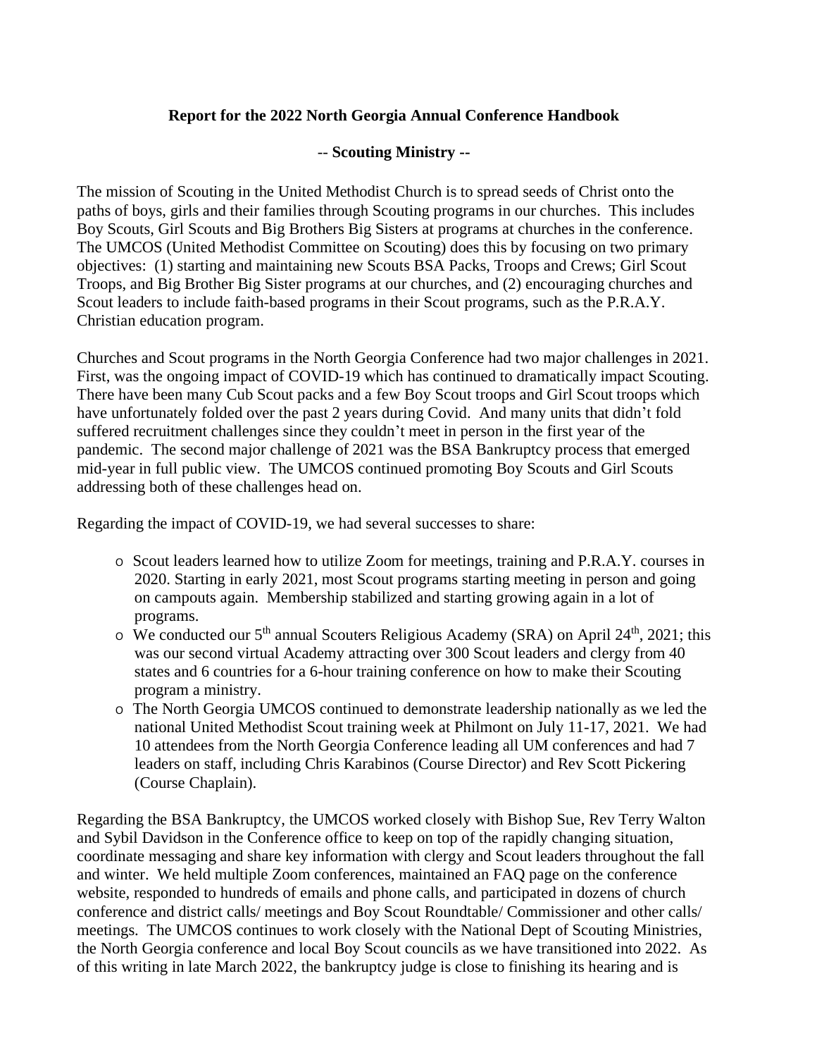**Report for the 2022 North Georgia Annual Conference Handbook**

**-- Scouting Ministry --**

The mission of Scouting in the United Methodist Church is to spread seeds of Christ onto the paths of boys, girls and their families through Scouting programs in our churches. This includes Boy Scouts, Girl Scouts and Big Brothers Big Sisters at programs at churches in the conference. The UMCOS (United Methodist Committee on Scouting) does this by focusing on two primary objectives: (1) starting and maintaining new Scouts BSA Packs, Troops and Crews; Girl Scout Troops, and Big Brother Big Sister programs at our churches, and (2) encouraging churches and Scout leaders to include faith-based programs in their Scout programs, such as the P.R.A.Y. Christian education program.

Churches and Scout programs in the North Georgia Conference had two major challenges in 2021. First, was the ongoing impact of COVID-19 which has continued to dramatically impact Scouting. There have been many Cub Scout packs and a few Boy Scout troops and Girl Scout troops which have unfortunately folded over the past 2 years during Covid. And many units that didn't fold suffered recruitment challenges since they couldn't meet in person in the first year of the pandemic. The second major challenge of 2021 was the BSA Bankruptcy process that emerged mid-year in full public view. The UMCOS continued promoting Boy Scouts and Girl Scouts addressing both of these challenges head on.

Regarding the impact of COVID-19, we had several successes to share:

- Scout leaders learned how to utilize Zoom for meetings, training and P.R.A.Y. courses in 2020. Starting in early 2021, most Scout programs starting meeting in person and going on campouts again. Membership stabilized and starting growing again in a lot of programs.
- We conducted our 5th annual Scouters Religious Academy (SRA) on April 24th, 2021; this was our second virtual Academy attracting over 300 Scout leaders and clergy from 40 states and 6 countries for a 6-hour training conference on how to make their Scouting program a ministry.
- The North Georgia UMCOS continued to demonstrate leadership nationally as we led the national United Methodist Scout training week at Philmont on July 11-17, 2021. We had 10 attendees from the North Georgia Conference leading all UM conferences and had 7 leaders on staff, including Chris Karabinos (Course Director) and Rev Scott Pickering (Course Chaplain).

Regarding the BSA Bankruptcy, the UMCOS worked closely with Bishop Sue, Rev Terry Walton and Sybil Davidson in the Conference office to keep on top of the rapidly changing situation, coordinate messaging and share key information with clergy and Scout leaders throughout the fall and winter. We held multiple Zoom conferences, maintained an FAQ page on the conference website, responded to hundreds of emails and phone calls, and participated in dozens of church conference and district calls/ meetings and Boy Scout Roundtable/ Commissioner and other calls/ meetings. The UMCOS continues to work closely with the National Dept of Scouting Ministries, the North Georgia conference and local Boy Scout councils as we have transitioned into 2022. As of this writing in late March 2022, the bankruptcy judge is close to finishing its hearing and is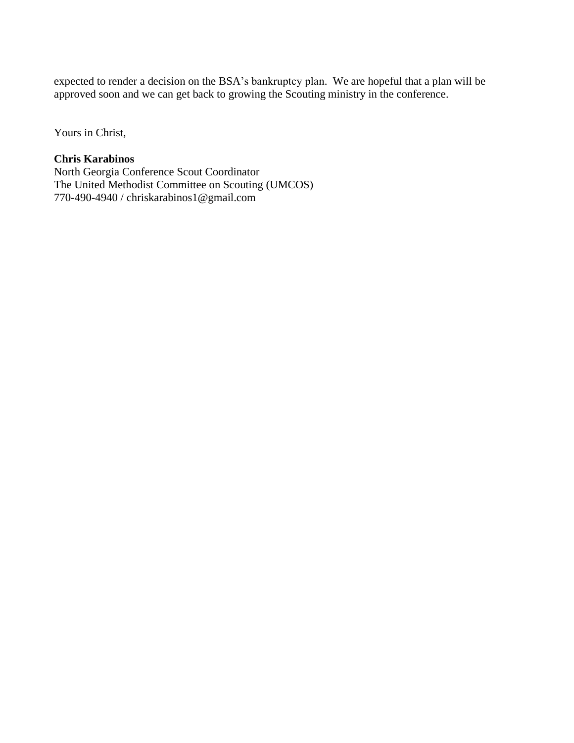expected to render a decision on the BSA's bankruptcy plan. We are hopeful that a plan will be approved soon and we can get back to growing the Scouting ministry in the conference.

Yours in Christ,

**Chris Karabinos**
North Georgia Conference Scout Coordinator
The United Methodist Committee on Scouting (UMCOS)
770-490-4940 / chriskarabinos1@gmail.com